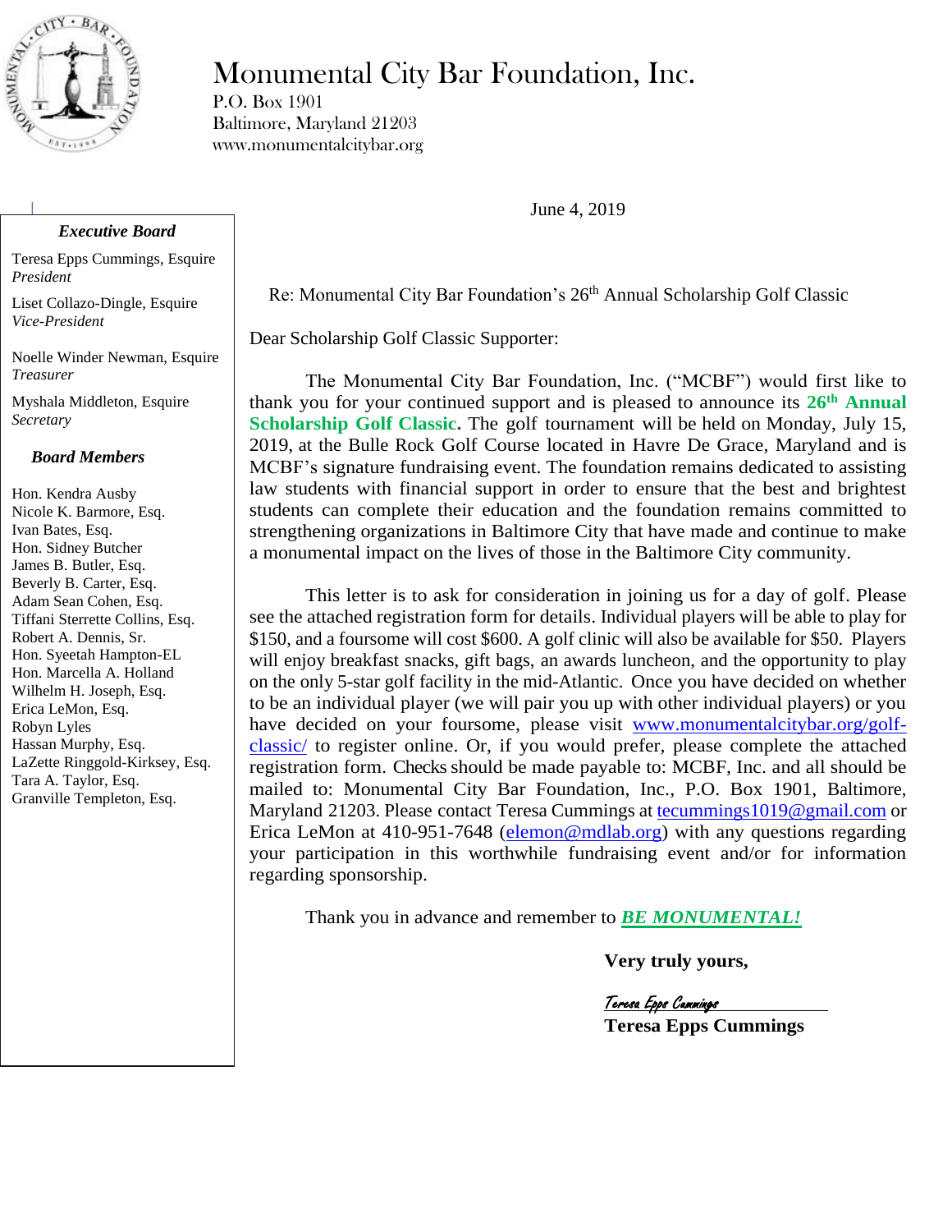# Monumental City Bar Foundation, Inc.

P.O. Box 1901
Baltimore, Maryland 21203
www.monumentalcitybar.org

***Executive Board***

Teresa Epps Cummings, Esquire
*President*

Liset Collazo-Dingle, Esquire
*Vice-President*

Noelle Winder Newman, Esquire
*Treasurer*

Myshala Middleton, Esquire
*Secretary*

***Board Members***

Hon. Kendra Ausby
Nicole K. Barmore, Esq.
Ivan Bates, Esq.
Hon. Sidney Butcher
James B. Butler, Esq.
Beverly B. Carter, Esq.
Adam Sean Cohen, Esq.
Tiffani Sterrette Collins, Esq.
Robert A. Dennis, Sr.
Hon. Syeetah Hampton-EL
Hon. Marcella A. Holland
Wilhelm H. Joseph, Esq.
Erica LeMon, Esq.
Robyn Lyles
Hassan Murphy, Esq.
LaZette Ringgold-Kirksey, Esq.
Tara A. Taylor, Esq.
Granville Templeton, Esq.

June 4, 2019

Re: Monumental City Bar Foundation's 26th Annual Scholarship Golf Classic

Dear Scholarship Golf Classic Supporter:

The Monumental City Bar Foundation, Inc. ("MCBF") would first like to thank you for your continued support and is pleased to announce its **26th Annual Scholarship Golf Classic.** The golf tournament will be held on Monday, July 15, 2019, at the Bulle Rock Golf Course located in Havre De Grace, Maryland and is MCBF's signature fundraising event. The foundation remains dedicated to assisting law students with financial support in order to ensure that the best and brightest students can complete their education and the foundation remains committed to strengthening organizations in Baltimore City that have made and continue to make a monumental impact on the lives of those in the Baltimore City community.

This letter is to ask for consideration in joining us for a day of golf. Please see the attached registration form for details. Individual players will be able to play for $150, and a foursome will cost $600. A golf clinic will also be available for $50. Players will enjoy breakfast snacks, gift bags, an awards luncheon, and the opportunity to play on the only 5-star golf facility in the mid-Atlantic. Once you have decided on whether to be an individual player (we will pair you up with other individual players) or you have decided on your foursome, please visit www.monumentalcitybar.org/golf-classic/ to register online. Or, if you would prefer, please complete the attached registration form. Checks should be made payable to: MCBF, Inc. and all should be mailed to: Monumental City Bar Foundation, Inc., P.O. Box 1901, Baltimore, Maryland 21203. Please contact Teresa Cummings at tecummings1019@gmail.com or Erica LeMon at 410-951-7648 (elemon@mdlab.org) with any questions regarding your participation in this worthwhile fundraising event and/or for information regarding sponsorship.

Thank you in advance and remember to ***BE MONUMENTAL!***

**Very truly yours,**

*Teresa Epps Cummings*

**Teresa Epps Cummings**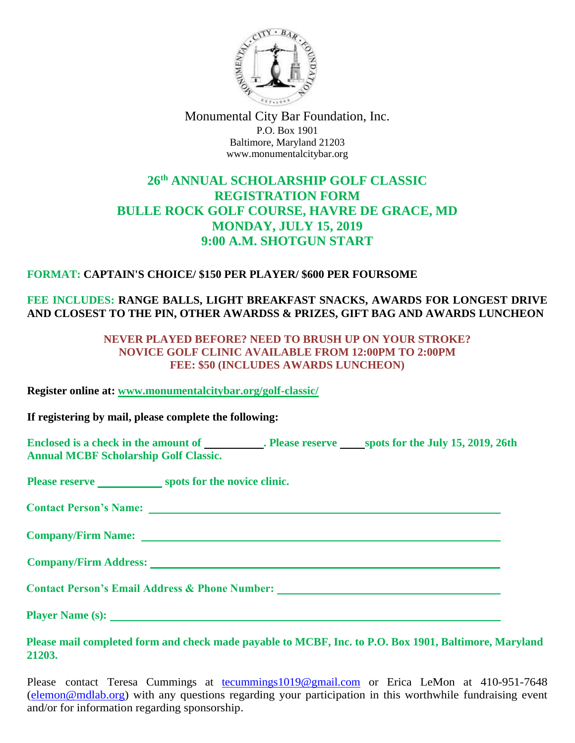Monumental City Bar Foundation, Inc.
P.O. Box 1901
Baltimore, Maryland 21203
www.monumentalcitybar.org

# 26th ANNUAL SCHOLARSHIP GOLF CLASSIC
# REGISTRATION FORM
# BULLE ROCK GOLF COURSE, HAVRE DE GRACE, MD
# MONDAY, JULY 15, 2019
# 9:00 A.M. SHOTGUN START

**FORMAT: CAPTAIN'S CHOICE/ $150 PER PLAYER/ $600 PER FOURSOME**

**FEE INCLUDES: RANGE BALLS, LIGHT BREAKFAST SNACKS, AWARDS FOR LONGEST DRIVE AND CLOSEST TO THE PIN, OTHER AWARDSS & PRIZES, GIFT BAG AND AWARDS LUNCHEON**

**NEVER PLAYED BEFORE? NEED TO BRUSH UP ON YOUR STROKE?**
**NOVICE GOLF CLINIC AVAILABLE FROM 12:00PM TO 2:00PM**
**FEE: $50 (INCLUDES AWARDS LUNCHEON)**

**Register online at: www.monumentalcitybar.org/golf-classic/**

**If registering by mail, please complete the following:**

**Enclosed is a check in the amount of __________. Please reserve ____spots for the July 15, 2019, 26th Annual MCBF Scholarship Golf Classic.**

**Please reserve ___________ spots for the novice clinic.**

**Contact Person's Name:** ______________________________

**Company/Firm Name:** ______________________________

**Company/Firm Address:** ______________________________

**Contact Person's Email Address & Phone Number:** ______________________________

**Player Name (s):** ______________________________

**Please mail completed form and check made payable to MCBF, Inc. to P.O. Box 1901, Baltimore, Maryland 21203.**

Please contact Teresa Cummings at tecummings1019@gmail.com or Erica LeMon at 410-951-7648 (elemon@mdlab.org) with any questions regarding your participation in this worthwhile fundraising event and/or for information regarding sponsorship.